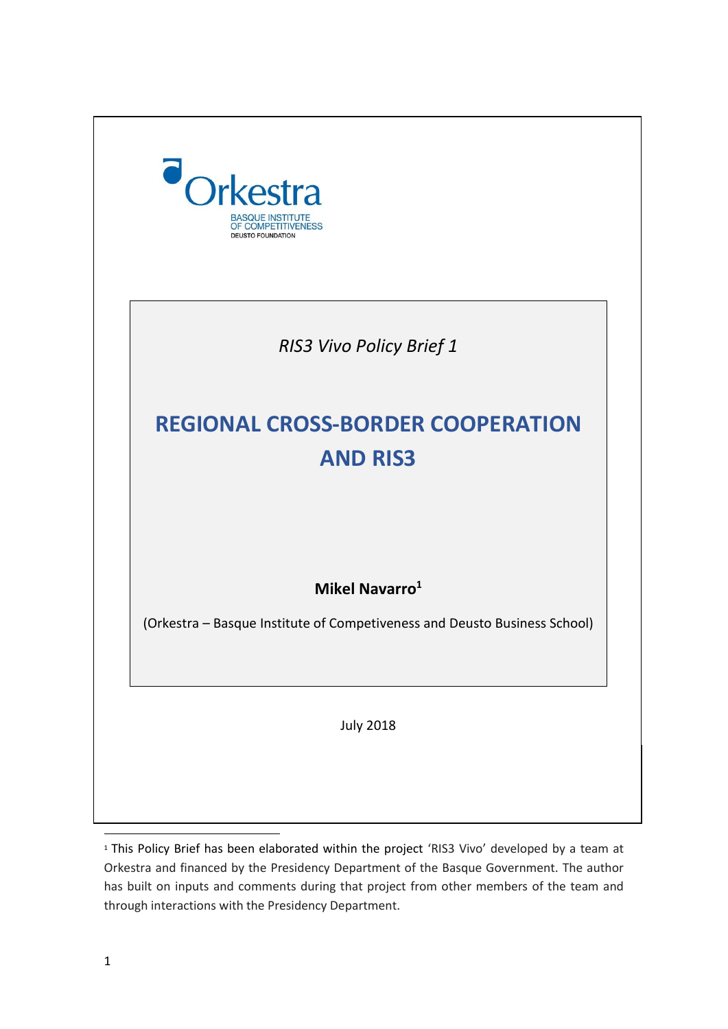Orkestra
BASQUE INSTITUTE
OF COMPETITIVENESS
DEUSTO FOUNDATION

*RIS3 Vivo Policy Brief 1*

# REGIONAL CROSS-BORDER COOPERATION AND RIS3

**Mikel Navarro**[1]

(Orkestra – Basque Institute of Competiveness and Deusto Business School)

July 2018

[1] This Policy Brief has been elaborated within the project 'RIS3 Vivo' developed by a team at Orkestra and financed by the Presidency Department of the Basque Government. The author has built on inputs and comments during that project from other members of the team and through interactions with the Presidency Department.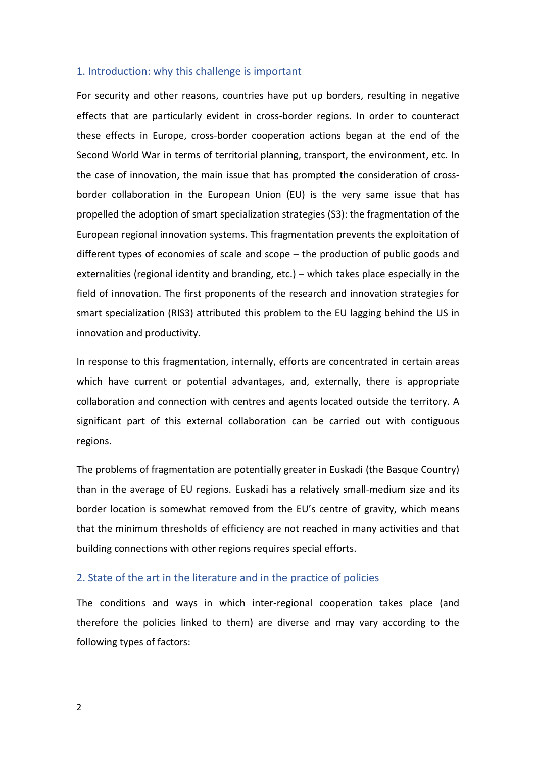## 1. Introduction: why this challenge is important

For security and other reasons, countries have put up borders, resulting in negative effects that are particularly evident in cross-border regions. In order to counteract these effects in Europe, cross-border cooperation actions began at the end of the Second World War in terms of territorial planning, transport, the environment, etc. In the case of innovation, the main issue that has prompted the consideration of cross-border collaboration in the European Union (EU) is the very same issue that has propelled the adoption of smart specialization strategies (S3): the fragmentation of the European regional innovation systems. This fragmentation prevents the exploitation of different types of economies of scale and scope – the production of public goods and externalities (regional identity and branding, etc.) – which takes place especially in the field of innovation. The first proponents of the research and innovation strategies for smart specialization (RIS3) attributed this problem to the EU lagging behind the US in innovation and productivity.

In response to this fragmentation, internally, efforts are concentrated in certain areas which have current or potential advantages, and, externally, there is appropriate collaboration and connection with centres and agents located outside the territory. A significant part of this external collaboration can be carried out with contiguous regions.

The problems of fragmentation are potentially greater in Euskadi (the Basque Country) than in the average of EU regions. Euskadi has a relatively small-medium size and its border location is somewhat removed from the EU's centre of gravity, which means that the minimum thresholds of efficiency are not reached in many activities and that building connections with other regions requires special efforts.

## 2. State of the art in the literature and in the practice of policies

The conditions and ways in which inter-regional cooperation takes place (and therefore the policies linked to them) are diverse and may vary according to the following types of factors: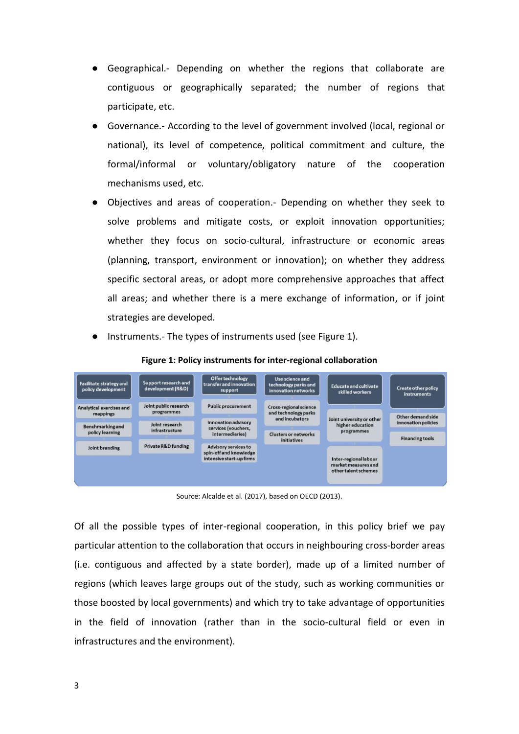- Geographical.- Depending on whether the regions that collaborate are contiguous or geographically separated; the number of regions that participate, etc.
- Governance.- According to the level of government involved (local, regional or national), its level of competence, political commitment and culture, the formal/informal or voluntary/obligatory nature of the cooperation mechanisms used, etc.
- Objectives and areas of cooperation.- Depending on whether they seek to solve problems and mitigate costs, or exploit innovation opportunities; whether they focus on socio-cultural, infrastructure or economic areas (planning, transport, environment or innovation); on whether they address specific sectoral areas, or adopt more comprehensive approaches that affect all areas; and whether there is a mere exchange of information, or if joint strategies are developed.
- Instruments.- The types of instruments used (see Figure 1).

**Figure 1: Policy instruments for inter-regional collaboration**

| Facilitate strategy and policy development | Support research and development (R&D) | Offer technology transfer and innovation support | Use science and technology parks and innovation networks | Educate and cultivate skilled workers | Create other policy instruments |
|---|---|---|---|---|---|
| Analytical exercises and mappings | Joint public research programmes | Public procurement | Cross-regional science and technology parks and incubators | Joint university or other higher education programmes | Other demand side innovation policies |
| Benchmarking and policy learning | Joint research infrastructure | Innovation advisory services (vouchers, intermediaries) | Clusters or networks initiatives | Inter-regional labour market measures and other talent schemes | Financing tools |
| Joint branding | Private R&D funding | Advisory services to spin-off and knowledge intensive start-up firms | | | |

Source: Alcalde et al. (2017), based on OECD (2013).

Of all the possible types of inter-regional cooperation, in this policy brief we pay particular attention to the collaboration that occurs in neighbouring cross-border areas (i.e. contiguous and affected by a state border), made up of a limited number of regions (which leaves large groups out of the study, such as working communities or those boosted by local governments) and which try to take advantage of opportunities in the field of innovation (rather than in the socio-cultural field or even in infrastructures and the environment).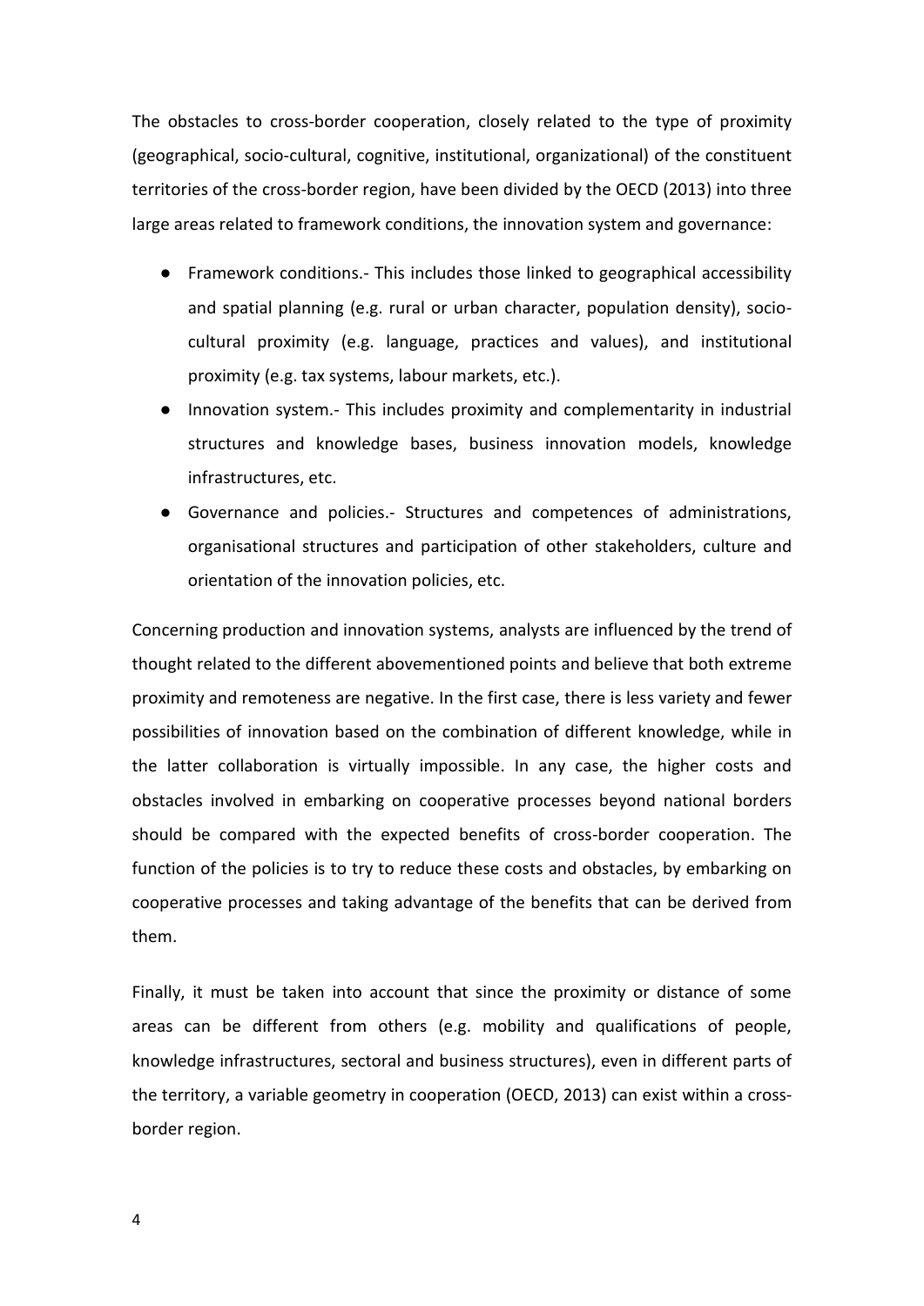The obstacles to cross-border cooperation, closely related to the type of proximity (geographical, socio-cultural, cognitive, institutional, organizational) of the constituent territories of the cross-border region, have been divided by the OECD (2013) into three large areas related to framework conditions, the innovation system and governance:

- Framework conditions.- This includes those linked to geographical accessibility and spatial planning (e.g. rural or urban character, population density), socio-cultural proximity (e.g. language, practices and values), and institutional proximity (e.g. tax systems, labour markets, etc.).
- Innovation system.- This includes proximity and complementarity in industrial structures and knowledge bases, business innovation models, knowledge infrastructures, etc.
- Governance and policies.- Structures and competences of administrations, organisational structures and participation of other stakeholders, culture and orientation of the innovation policies, etc.

Concerning production and innovation systems, analysts are influenced by the trend of thought related to the different abovementioned points and believe that both extreme proximity and remoteness are negative. In the first case, there is less variety and fewer possibilities of innovation based on the combination of different knowledge, while in the latter collaboration is virtually impossible. In any case, the higher costs and obstacles involved in embarking on cooperative processes beyond national borders should be compared with the expected benefits of cross-border cooperation. The function of the policies is to try to reduce these costs and obstacles, by embarking on cooperative processes and taking advantage of the benefits that can be derived from them.

Finally, it must be taken into account that since the proximity or distance of some areas can be different from others (e.g. mobility and qualifications of people, knowledge infrastructures, sectoral and business structures), even in different parts of the territory, a variable geometry in cooperation (OECD, 2013) can exist within a cross-border region.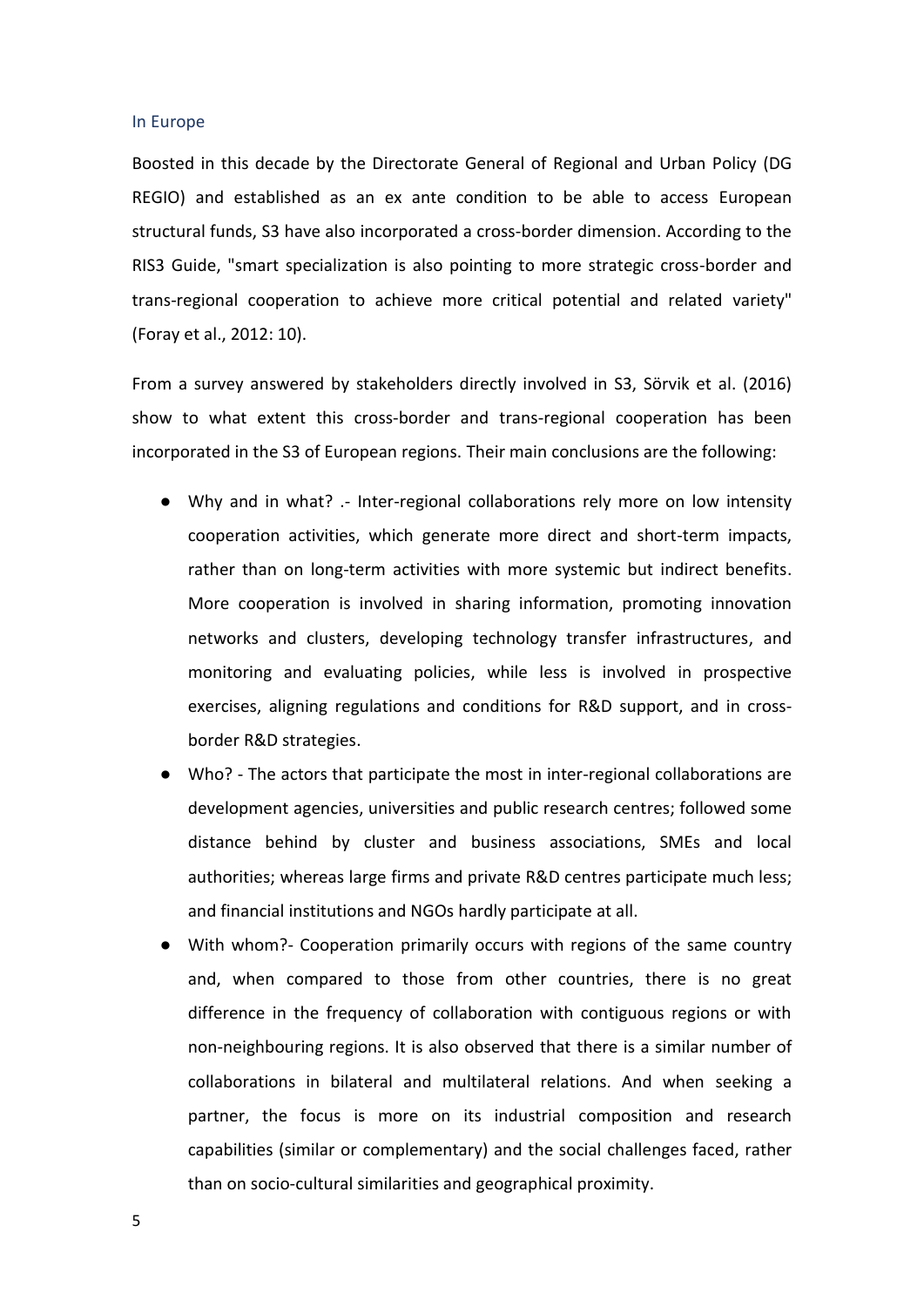### In Europe

Boosted in this decade by the Directorate General of Regional and Urban Policy (DG REGIO) and established as an ex ante condition to be able to access European structural funds, S3 have also incorporated a cross-border dimension. According to the RIS3 Guide, "smart specialization is also pointing to more strategic cross-border and trans-regional cooperation to achieve more critical potential and related variety" (Foray et al., 2012: 10).

From a survey answered by stakeholders directly involved in S3, Sörvik et al. (2016) show to what extent this cross-border and trans-regional cooperation has been incorporated in the S3 of European regions. Their main conclusions are the following:

- Why and in what? .- Inter-regional collaborations rely more on low intensity cooperation activities, which generate more direct and short-term impacts, rather than on long-term activities with more systemic but indirect benefits. More cooperation is involved in sharing information, promoting innovation networks and clusters, developing technology transfer infrastructures, and monitoring and evaluating policies, while less is involved in prospective exercises, aligning regulations and conditions for R&D support, and in cross-border R&D strategies.
- Who? - The actors that participate the most in inter-regional collaborations are development agencies, universities and public research centres; followed some distance behind by cluster and business associations, SMEs and local authorities; whereas large firms and private R&D centres participate much less; and financial institutions and NGOs hardly participate at all.
- With whom?- Cooperation primarily occurs with regions of the same country and, when compared to those from other countries, there is no great difference in the frequency of collaboration with contiguous regions or with non-neighbouring regions. It is also observed that there is a similar number of collaborations in bilateral and multilateral relations. And when seeking a partner, the focus is more on its industrial composition and research capabilities (similar or complementary) and the social challenges faced, rather than on socio-cultural similarities and geographical proximity.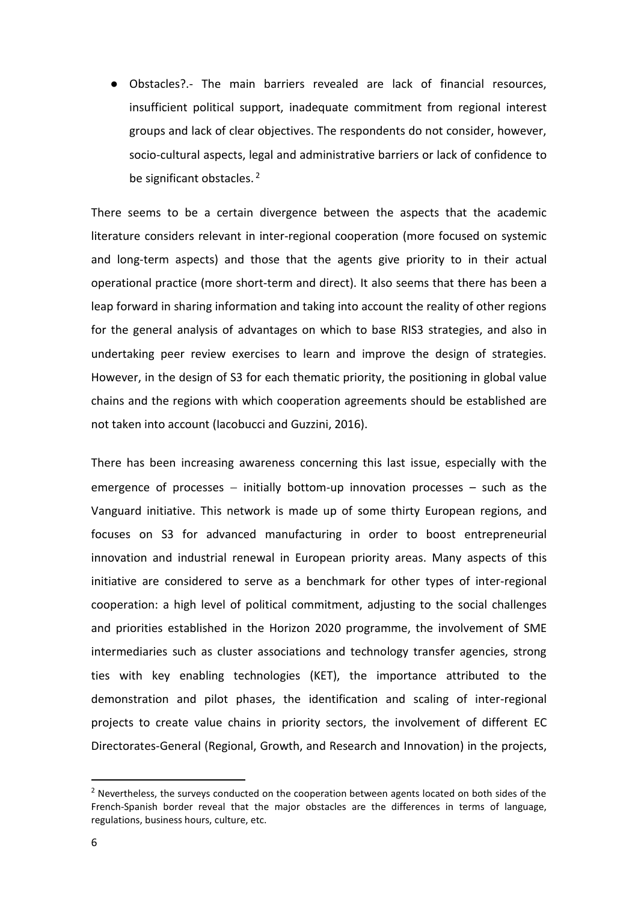- Obstacles?.- The main barriers revealed are lack of financial resources, insufficient political support, inadequate commitment from regional interest groups and lack of clear objectives. The respondents do not consider, however, socio-cultural aspects, legal and administrative barriers or lack of confidence to be significant obstacles. [2]

There seems to be a certain divergence between the aspects that the academic literature considers relevant in inter-regional cooperation (more focused on systemic and long-term aspects) and those that the agents give priority to in their actual operational practice (more short-term and direct). It also seems that there has been a leap forward in sharing information and taking into account the reality of other regions for the general analysis of advantages on which to base RIS3 strategies, and also in undertaking peer review exercises to learn and improve the design of strategies. However, in the design of S3 for each thematic priority, the positioning in global value chains and the regions with which cooperation agreements should be established are not taken into account (Iacobucci and Guzzini, 2016).

There has been increasing awareness concerning this last issue, especially with the emergence of processes − initially bottom-up innovation processes – such as the Vanguard initiative. This network is made up of some thirty European regions, and focuses on S3 for advanced manufacturing in order to boost entrepreneurial innovation and industrial renewal in European priority areas. Many aspects of this initiative are considered to serve as a benchmark for other types of inter-regional cooperation: a high level of political commitment, adjusting to the social challenges and priorities established in the Horizon 2020 programme, the involvement of SME intermediaries such as cluster associations and technology transfer agencies, strong ties with key enabling technologies (KET), the importance attributed to the demonstration and pilot phases, the identification and scaling of inter-regional projects to create value chains in priority sectors, the involvement of different EC Directorates-General (Regional, Growth, and Research and Innovation) in the projects,

[2] Nevertheless, the surveys conducted on the cooperation between agents located on both sides of the French-Spanish border reveal that the major obstacles are the differences in terms of language, regulations, business hours, culture, etc.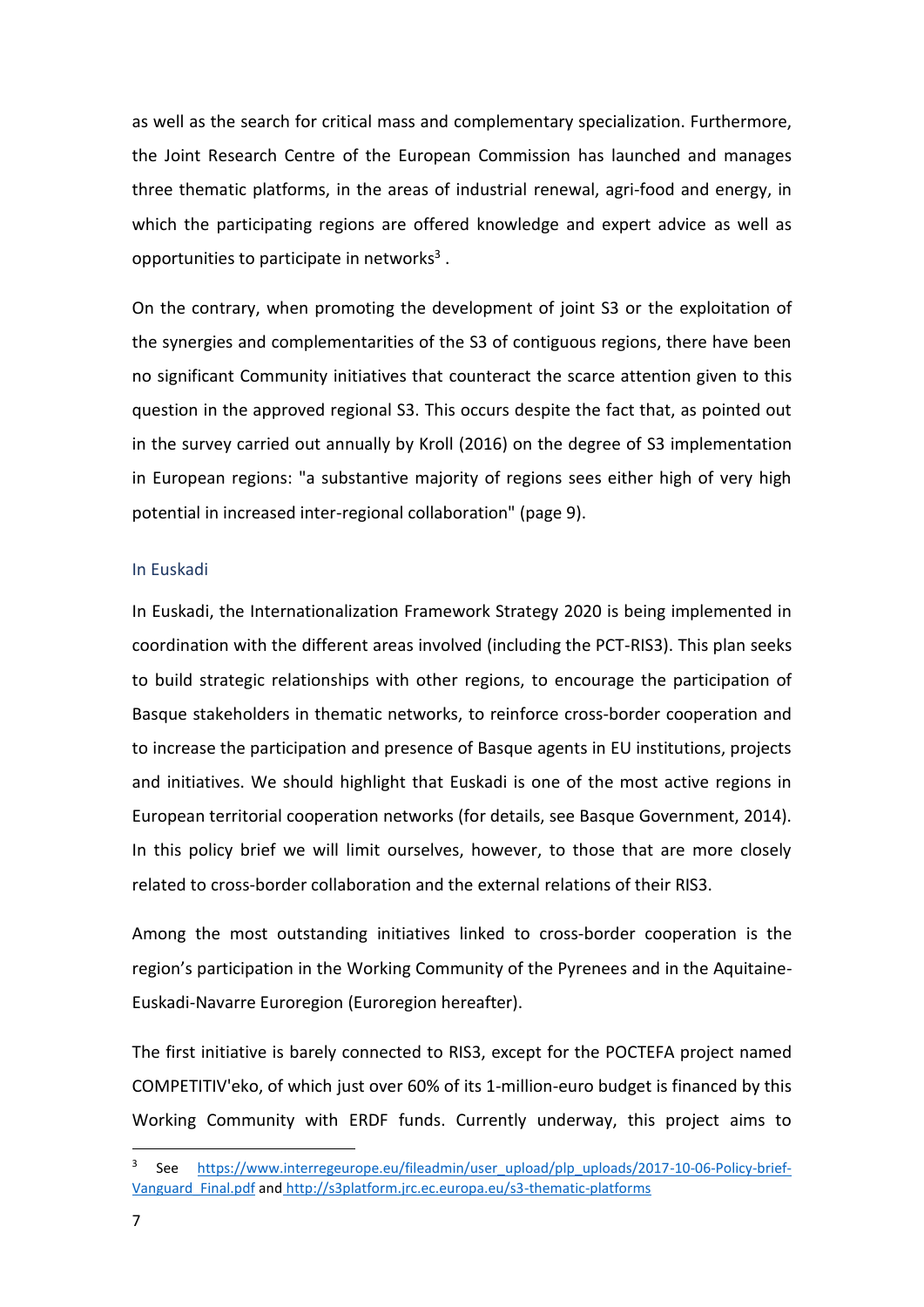as well as the search for critical mass and complementary specialization. Furthermore, the Joint Research Centre of the European Commission has launched and manages three thematic platforms, in the areas of industrial renewal, agri-food and energy, in which the participating regions are offered knowledge and expert advice as well as opportunities to participate in networks[3] .

On the contrary, when promoting the development of joint S3 or the exploitation of the synergies and complementarities of the S3 of contiguous regions, there have been no significant Community initiatives that counteract the scarce attention given to this question in the approved regional S3. This occurs despite the fact that, as pointed out in the survey carried out annually by Kroll (2016) on the degree of S3 implementation in European regions: "a substantive majority of regions sees either high of very high potential in increased inter-regional collaboration" (page 9).

### In Euskadi

In Euskadi, the Internationalization Framework Strategy 2020 is being implemented in coordination with the different areas involved (including the PCT-RIS3). This plan seeks to build strategic relationships with other regions, to encourage the participation of Basque stakeholders in thematic networks, to reinforce cross-border cooperation and to increase the participation and presence of Basque agents in EU institutions, projects and initiatives. We should highlight that Euskadi is one of the most active regions in European territorial cooperation networks (for details, see Basque Government, 2014). In this policy brief we will limit ourselves, however, to those that are more closely related to cross-border collaboration and the external relations of their RIS3.

Among the most outstanding initiatives linked to cross-border cooperation is the region's participation in the Working Community of the Pyrenees and in the Aquitaine-Euskadi-Navarre Euroregion (Euroregion hereafter).

The first initiative is barely connected to RIS3, except for the POCTEFA project named COMPETITIV'eko, of which just over 60% of its 1-million-euro budget is financed by this Working Community with ERDF funds. Currently underway, this project aims to

[3] See https://www.interregeurope.eu/fileadmin/user_upload/plp_uploads/2017-10-06-Policy-brief-Vanguard_Final.pdf and http://s3platform.jrc.ec.europa.eu/s3-thematic-platforms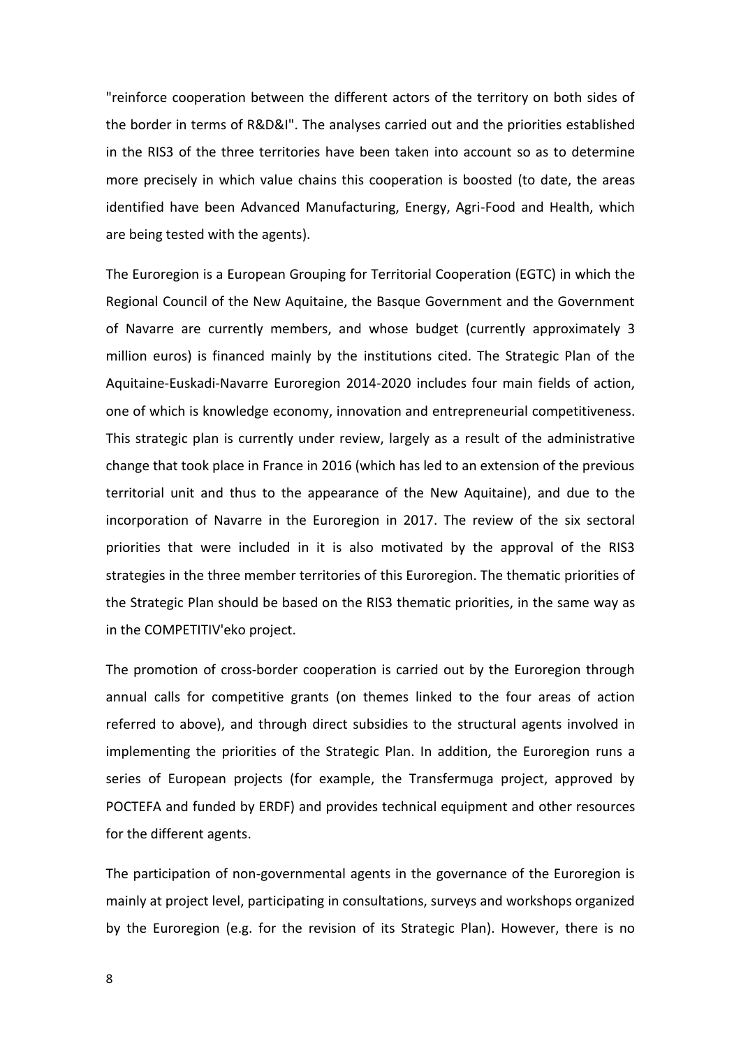"reinforce cooperation between the different actors of the territory on both sides of the border in terms of R&D&I". The analyses carried out and the priorities established in the RIS3 of the three territories have been taken into account so as to determine more precisely in which value chains this cooperation is boosted (to date, the areas identified have been Advanced Manufacturing, Energy, Agri-Food and Health, which are being tested with the agents).

The Euroregion is a European Grouping for Territorial Cooperation (EGTC) in which the Regional Council of the New Aquitaine, the Basque Government and the Government of Navarre are currently members, and whose budget (currently approximately 3 million euros) is financed mainly by the institutions cited. The Strategic Plan of the Aquitaine-Euskadi-Navarre Euroregion 2014-2020 includes four main fields of action, one of which is knowledge economy, innovation and entrepreneurial competitiveness. This strategic plan is currently under review, largely as a result of the administrative change that took place in France in 2016 (which has led to an extension of the previous territorial unit and thus to the appearance of the New Aquitaine), and due to the incorporation of Navarre in the Euroregion in 2017. The review of the six sectoral priorities that were included in it is also motivated by the approval of the RIS3 strategies in the three member territories of this Euroregion. The thematic priorities of the Strategic Plan should be based on the RIS3 thematic priorities, in the same way as in the COMPETITIV'eko project.

The promotion of cross-border cooperation is carried out by the Euroregion through annual calls for competitive grants (on themes linked to the four areas of action referred to above), and through direct subsidies to the structural agents involved in implementing the priorities of the Strategic Plan. In addition, the Euroregion runs a series of European projects (for example, the Transfermuga project, approved by POCTEFA and funded by ERDF) and provides technical equipment and other resources for the different agents.

The participation of non-governmental agents in the governance of the Euroregion is mainly at project level, participating in consultations, surveys and workshops organized by the Euroregion (e.g. for the revision of its Strategic Plan). However, there is no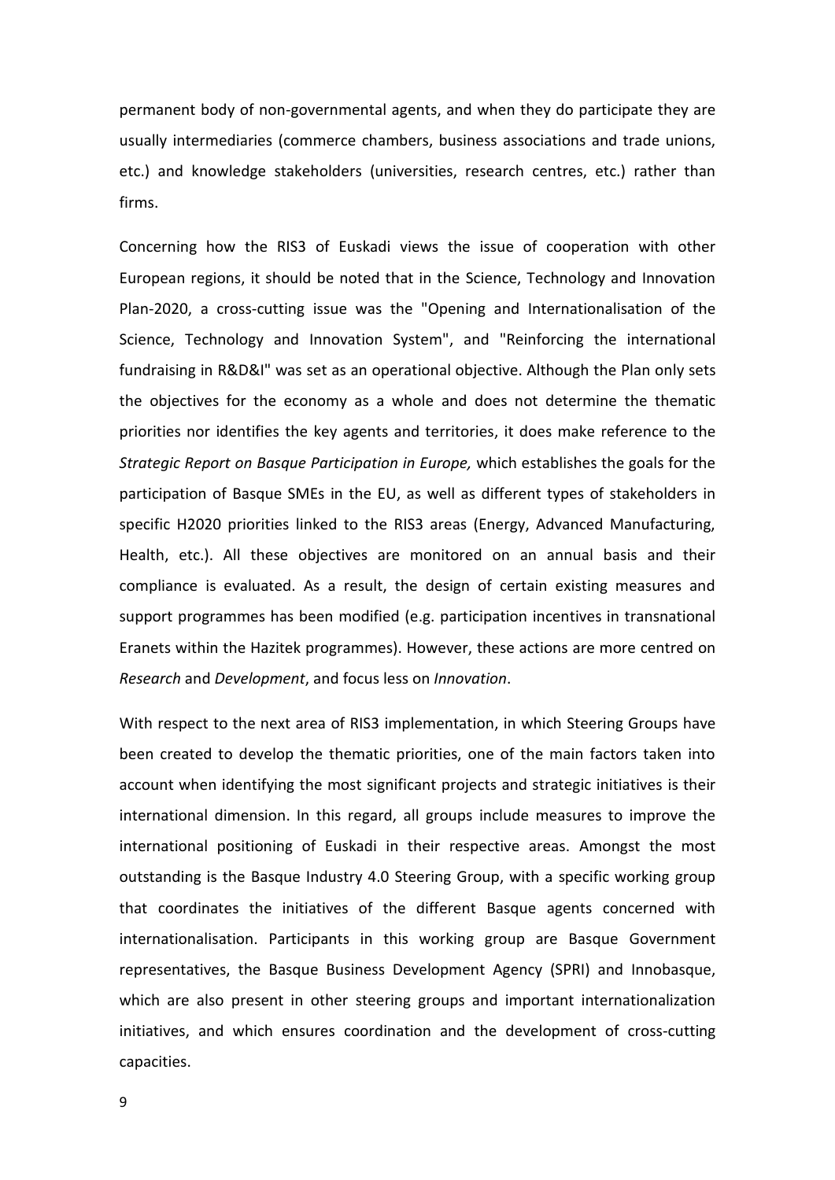permanent body of non-governmental agents, and when they do participate they are usually intermediaries (commerce chambers, business associations and trade unions, etc.) and knowledge stakeholders (universities, research centres, etc.) rather than firms.

Concerning how the RIS3 of Euskadi views the issue of cooperation with other European regions, it should be noted that in the Science, Technology and Innovation Plan-2020, a cross-cutting issue was the "Opening and Internationalisation of the Science, Technology and Innovation System", and "Reinforcing the international fundraising in R&D&I" was set as an operational objective. Although the Plan only sets the objectives for the economy as a whole and does not determine the thematic priorities nor identifies the key agents and territories, it does make reference to the *Strategic Report on Basque Participation in Europe,* which establishes the goals for the participation of Basque SMEs in the EU, as well as different types of stakeholders in specific H2020 priorities linked to the RIS3 areas (Energy, Advanced Manufacturing, Health, etc.). All these objectives are monitored on an annual basis and their compliance is evaluated. As a result, the design of certain existing measures and support programmes has been modified (e.g. participation incentives in transnational Eranets within the Hazitek programmes). However, these actions are more centred on *Research* and *Development*, and focus less on *Innovation*.

With respect to the next area of RIS3 implementation, in which Steering Groups have been created to develop the thematic priorities, one of the main factors taken into account when identifying the most significant projects and strategic initiatives is their international dimension. In this regard, all groups include measures to improve the international positioning of Euskadi in their respective areas. Amongst the most outstanding is the Basque Industry 4.0 Steering Group, with a specific working group that coordinates the initiatives of the different Basque agents concerned with internationalisation. Participants in this working group are Basque Government representatives, the Basque Business Development Agency (SPRI) and Innobasque, which are also present in other steering groups and important internationalization initiatives, and which ensures coordination and the development of cross-cutting capacities.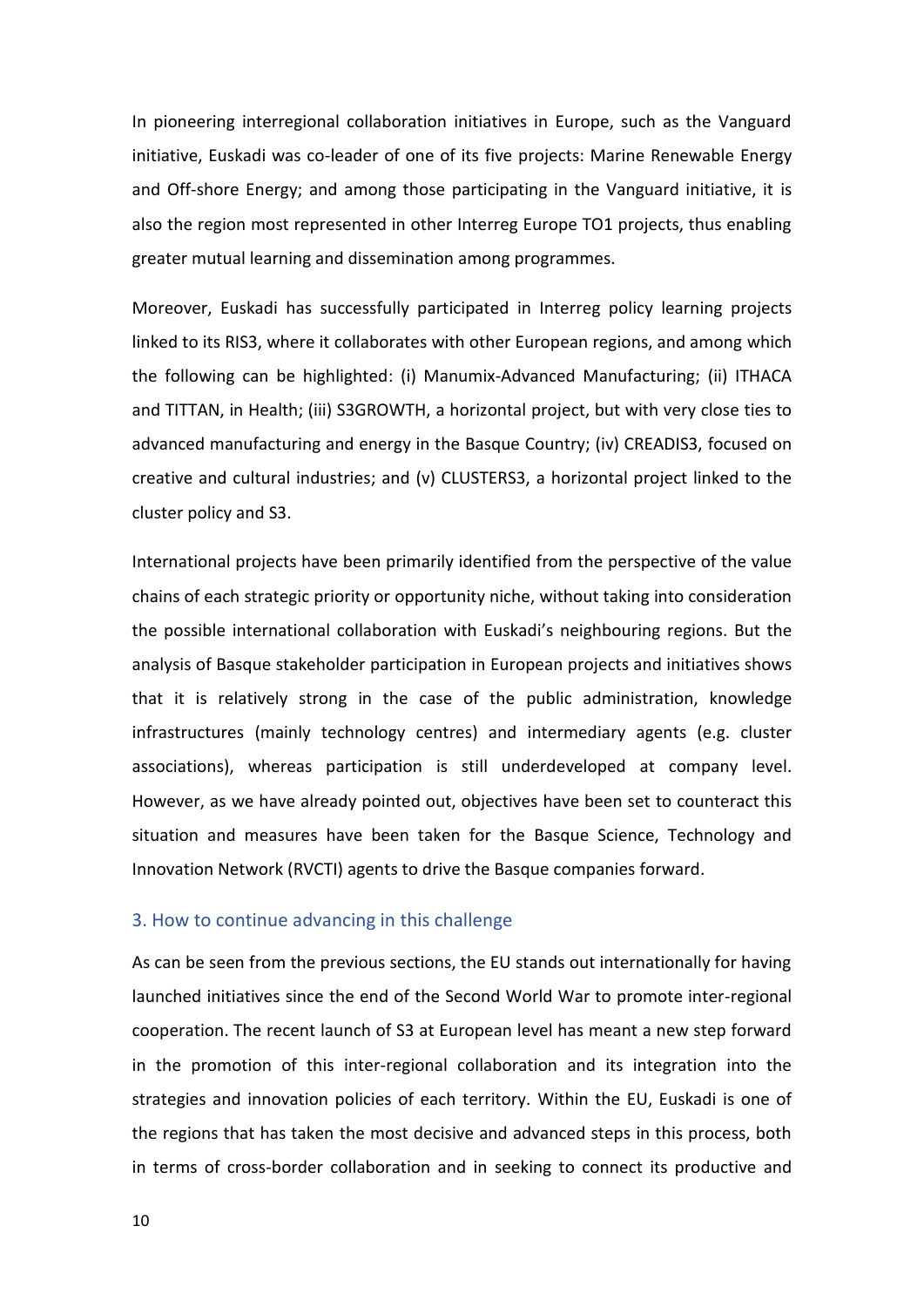In pioneering interregional collaboration initiatives in Europe, such as the Vanguard initiative, Euskadi was co-leader of one of its five projects: Marine Renewable Energy and Off-shore Energy; and among those participating in the Vanguard initiative, it is also the region most represented in other Interreg Europe TO1 projects, thus enabling greater mutual learning and dissemination among programmes.

Moreover, Euskadi has successfully participated in Interreg policy learning projects linked to its RIS3, where it collaborates with other European regions, and among which the following can be highlighted: (i) Manumix-Advanced Manufacturing; (ii) ITHACA and TITTAN, in Health; (iii) S3GROWTH, a horizontal project, but with very close ties to advanced manufacturing and energy in the Basque Country; (iv) CREADIS3, focused on creative and cultural industries; and (v) CLUSTERS3, a horizontal project linked to the cluster policy and S3.

International projects have been primarily identified from the perspective of the value chains of each strategic priority or opportunity niche, without taking into consideration the possible international collaboration with Euskadi's neighbouring regions. But the analysis of Basque stakeholder participation in European projects and initiatives shows that it is relatively strong in the case of the public administration, knowledge infrastructures (mainly technology centres) and intermediary agents (e.g. cluster associations), whereas participation is still underdeveloped at company level. However, as we have already pointed out, objectives have been set to counteract this situation and measures have been taken for the Basque Science, Technology and Innovation Network (RVCTI) agents to drive the Basque companies forward.

## 3. How to continue advancing in this challenge

As can be seen from the previous sections, the EU stands out internationally for having launched initiatives since the end of the Second World War to promote inter-regional cooperation. The recent launch of S3 at European level has meant a new step forward in the promotion of this inter-regional collaboration and its integration into the strategies and innovation policies of each territory. Within the EU, Euskadi is one of the regions that has taken the most decisive and advanced steps in this process, both in terms of cross-border collaboration and in seeking to connect its productive and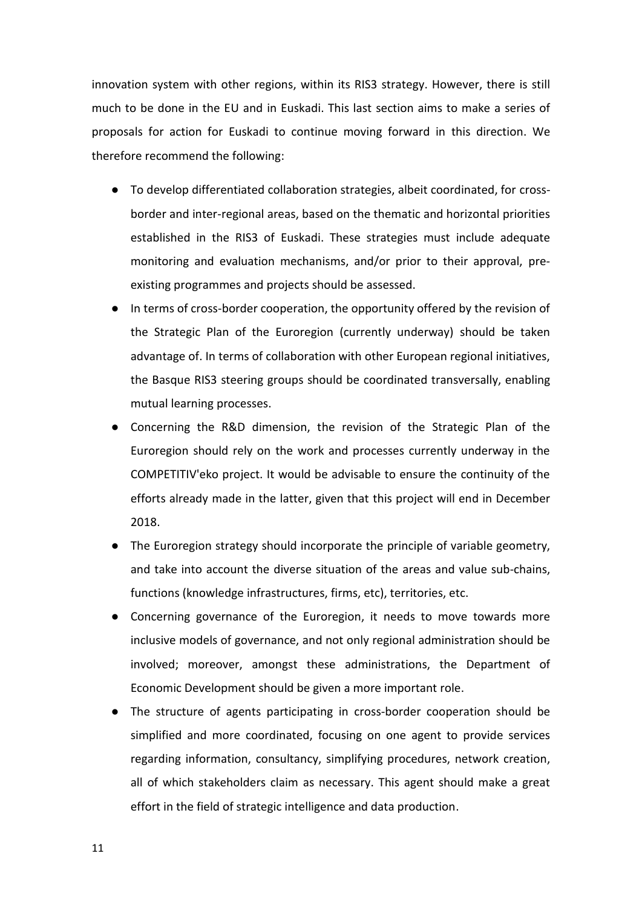innovation system with other regions, within its RIS3 strategy. However, there is still much to be done in the EU and in Euskadi. This last section aims to make a series of proposals for action for Euskadi to continue moving forward in this direction. We therefore recommend the following:

- To develop differentiated collaboration strategies, albeit coordinated, for cross-border and inter-regional areas, based on the thematic and horizontal priorities established in the RIS3 of Euskadi. These strategies must include adequate monitoring and evaluation mechanisms, and/or prior to their approval, pre-existing programmes and projects should be assessed.
- In terms of cross-border cooperation, the opportunity offered by the revision of the Strategic Plan of the Euroregion (currently underway) should be taken advantage of. In terms of collaboration with other European regional initiatives, the Basque RIS3 steering groups should be coordinated transversally, enabling mutual learning processes.
- Concerning the R&D dimension, the revision of the Strategic Plan of the Euroregion should rely on the work and processes currently underway in the COMPETITIV'eko project. It would be advisable to ensure the continuity of the efforts already made in the latter, given that this project will end in December 2018.
- The Euroregion strategy should incorporate the principle of variable geometry, and take into account the diverse situation of the areas and value sub-chains, functions (knowledge infrastructures, firms, etc), territories, etc.
- Concerning governance of the Euroregion, it needs to move towards more inclusive models of governance, and not only regional administration should be involved; moreover, amongst these administrations, the Department of Economic Development should be given a more important role.
- The structure of agents participating in cross-border cooperation should be simplified and more coordinated, focusing on one agent to provide services regarding information, consultancy, simplifying procedures, network creation, all of which stakeholders claim as necessary. This agent should make a great effort in the field of strategic intelligence and data production.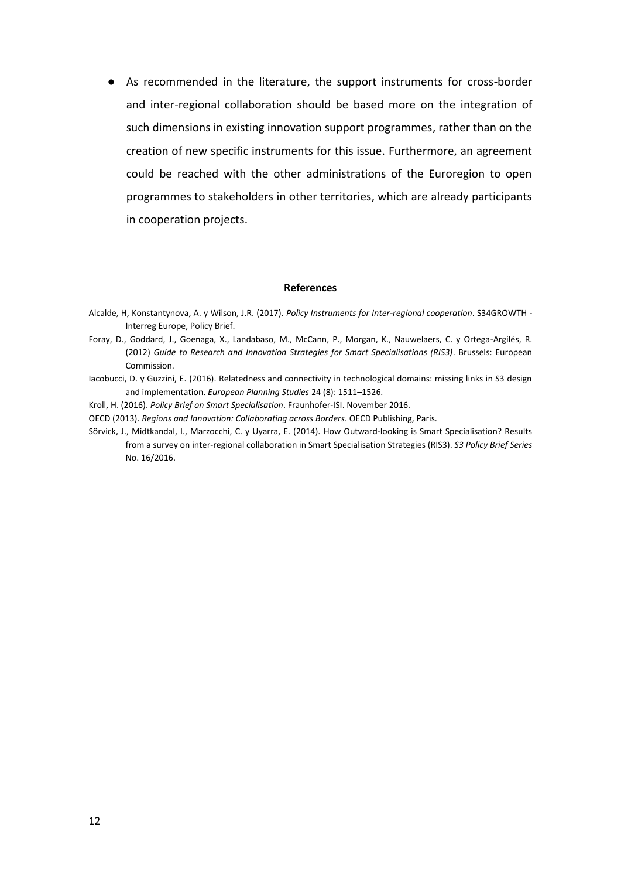- As recommended in the literature, the support instruments for cross-border and inter-regional collaboration should be based more on the integration of such dimensions in existing innovation support programmes, rather than on the creation of new specific instruments for this issue. Furthermore, an agreement could be reached with the other administrations of the Euroregion to open programmes to stakeholders in other territories, which are already participants in cooperation projects.

**References**

Alcalde, H, Konstantynova, A. y Wilson, J.R. (2017). *Policy Instruments for Inter-regional cooperation*. S34GROWTH - Interreg Europe, Policy Brief.

Foray, D., Goddard, J., Goenaga, X., Landabaso, M., McCann, P., Morgan, K., Nauwelaers, C. y Ortega-Argilés, R. (2012) *Guide to Research and Innovation Strategies for Smart Specialisations (RIS3)*. Brussels: European Commission.

Iacobucci, D. y Guzzini, E. (2016). Relatedness and connectivity in technological domains: missing links in S3 design and implementation. *European Planning Studies* 24 (8): 1511–1526.

Kroll, H. (2016). *Policy Brief on Smart Specialisation*. Fraunhofer-ISI. November 2016.

OECD (2013). *Regions and Innovation: Collaborating across Borders*. OECD Publishing, Paris.

Sörvick, J., Midtkandal, I., Marzocchi, C. y Uyarra, E. (2014). How Outward-looking is Smart Specialisation? Results from a survey on inter-regional collaboration in Smart Specialisation Strategies (RIS3). *S3 Policy Brief Series* No. 16/2016.